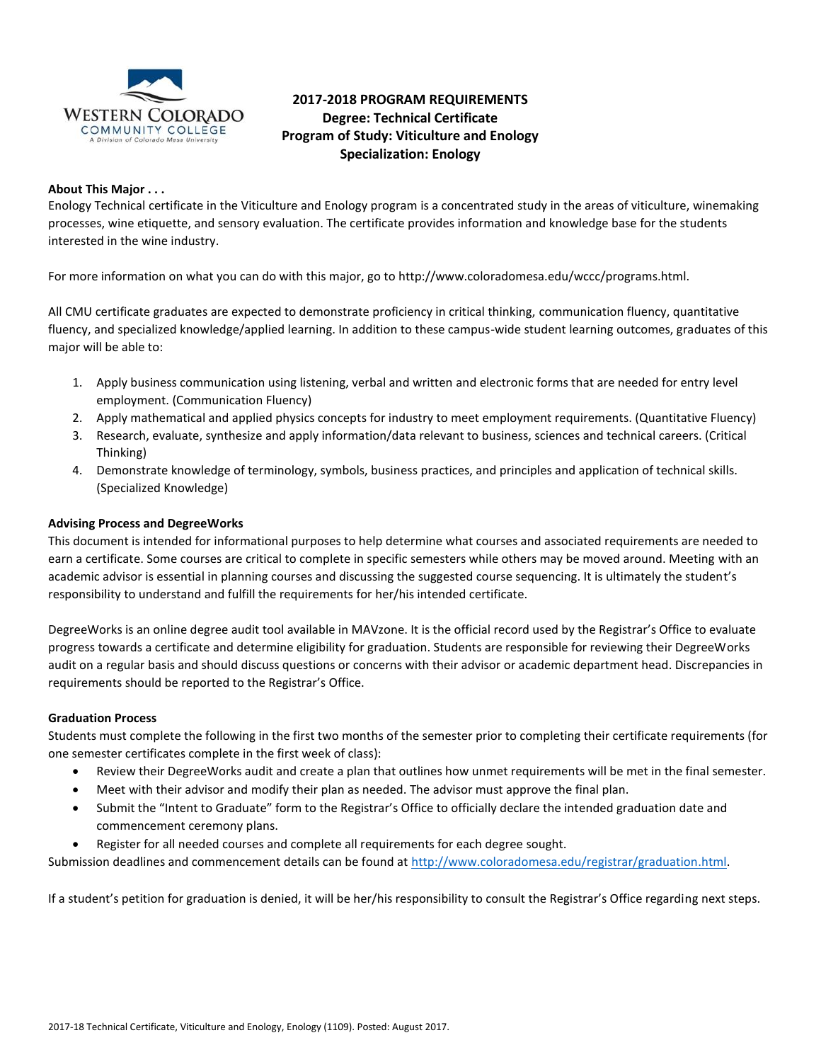# 2017-2018 PROGRAM REQUIREMENTS
## Degree: Technical Certificate
## Program of Study: Viticulture and Enology
## Specialization: Enology

**About This Major . . .**

Enology Technical certificate in the Viticulture and Enology program is a concentrated study in the areas of viticulture, winemaking processes, wine etiquette, and sensory evaluation. The certificate provides information and knowledge base for the students interested in the wine industry.

For more information on what you can do with this major, go to http://www.coloradomesa.edu/wccc/programs.html.

All CMU certificate graduates are expected to demonstrate proficiency in critical thinking, communication fluency, quantitative fluency, and specialized knowledge/applied learning. In addition to these campus-wide student learning outcomes, graduates of this major will be able to:

1. Apply business communication using listening, verbal and written and electronic forms that are needed for entry level employment. (Communication Fluency)
2. Apply mathematical and applied physics concepts for industry to meet employment requirements. (Quantitative Fluency)
3. Research, evaluate, synthesize and apply information/data relevant to business, sciences and technical careers. (Critical Thinking)
4. Demonstrate knowledge of terminology, symbols, business practices, and principles and application of technical skills. (Specialized Knowledge)

**Advising Process and DegreeWorks**

This document is intended for informational purposes to help determine what courses and associated requirements are needed to earn a certificate. Some courses are critical to complete in specific semesters while others may be moved around. Meeting with an academic advisor is essential in planning courses and discussing the suggested course sequencing. It is ultimately the student's responsibility to understand and fulfill the requirements for her/his intended certificate.

DegreeWorks is an online degree audit tool available in MAVzone. It is the official record used by the Registrar's Office to evaluate progress towards a certificate and determine eligibility for graduation. Students are responsible for reviewing their DegreeWorks audit on a regular basis and should discuss questions or concerns with their advisor or academic department head. Discrepancies in requirements should be reported to the Registrar's Office.

**Graduation Process**

Students must complete the following in the first two months of the semester prior to completing their certificate requirements (for one semester certificates complete in the first week of class):

- Review their DegreeWorks audit and create a plan that outlines how unmet requirements will be met in the final semester.
- Meet with their advisor and modify their plan as needed. The advisor must approve the final plan.
- Submit the "Intent to Graduate" form to the Registrar's Office to officially declare the intended graduation date and commencement ceremony plans.
- Register for all needed courses and complete all requirements for each degree sought.

Submission deadlines and commencement details can be found at http://www.coloradomesa.edu/registrar/graduation.html.

If a student's petition for graduation is denied, it will be her/his responsibility to consult the Registrar's Office regarding next steps.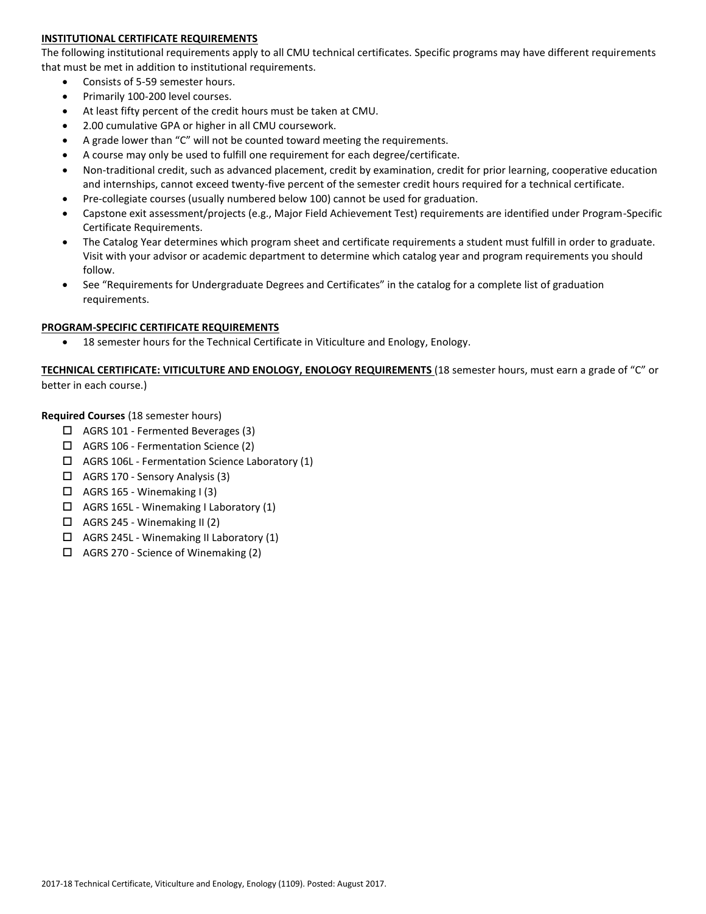**INSTITUTIONAL CERTIFICATE REQUIREMENTS**

The following institutional requirements apply to all CMU technical certificates. Specific programs may have different requirements that must be met in addition to institutional requirements.

- Consists of 5-59 semester hours.
- Primarily 100-200 level courses.
- At least fifty percent of the credit hours must be taken at CMU.
- 2.00 cumulative GPA or higher in all CMU coursework.
- A grade lower than "C" will not be counted toward meeting the requirements.
- A course may only be used to fulfill one requirement for each degree/certificate.
- Non-traditional credit, such as advanced placement, credit by examination, credit for prior learning, cooperative education and internships, cannot exceed twenty-five percent of the semester credit hours required for a technical certificate.
- Pre-collegiate courses (usually numbered below 100) cannot be used for graduation.
- Capstone exit assessment/projects (e.g., Major Field Achievement Test) requirements are identified under Program-Specific Certificate Requirements.
- The Catalog Year determines which program sheet and certificate requirements a student must fulfill in order to graduate. Visit with your advisor or academic department to determine which catalog year and program requirements you should follow.
- See "Requirements for Undergraduate Degrees and Certificates" in the catalog for a complete list of graduation requirements.

**PROGRAM-SPECIFIC CERTIFICATE REQUIREMENTS**

- 18 semester hours for the Technical Certificate in Viticulture and Enology, Enology.

**TECHNICAL CERTIFICATE: VITICULTURE AND ENOLOGY, ENOLOGY REQUIREMENTS** (18 semester hours, must earn a grade of "C" or better in each course.)

**Required Courses** (18 semester hours)

- ☐ AGRS 101 - Fermented Beverages (3)
- ☐ AGRS 106 - Fermentation Science (2)
- ☐ AGRS 106L - Fermentation Science Laboratory (1)
- ☐ AGRS 170 - Sensory Analysis (3)
- ☐ AGRS 165 - Winemaking I (3)
- ☐ AGRS 165L - Winemaking I Laboratory (1)
- ☐ AGRS 245 - Winemaking II (2)
- ☐ AGRS 245L - Winemaking II Laboratory (1)
- ☐ AGRS 270 - Science of Winemaking (2)

2017-18 Technical Certificate, Viticulture and Enology, Enology (1109). Posted: August 2017.